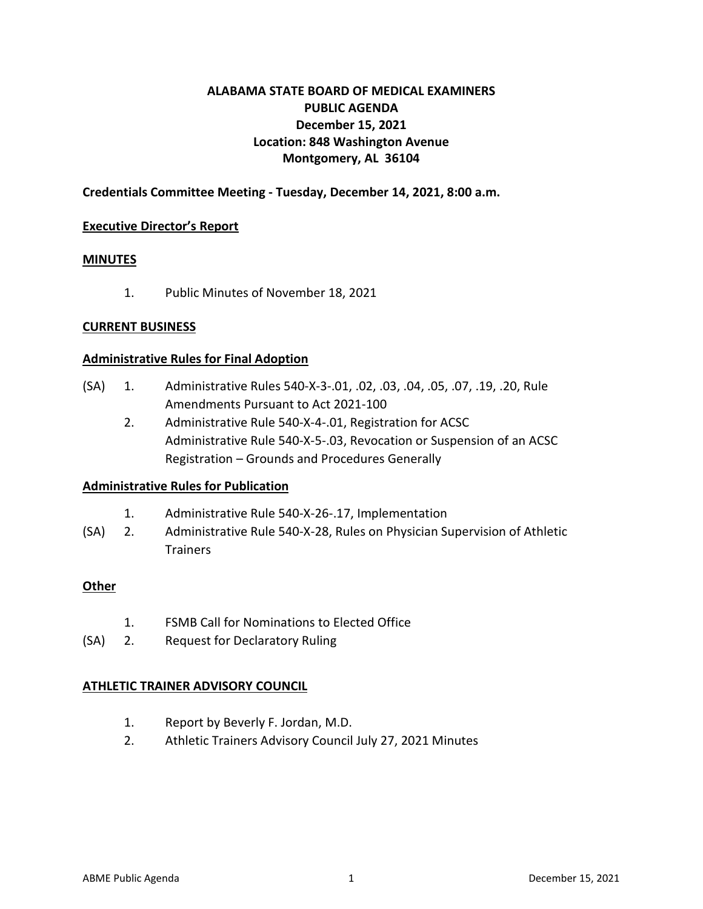# ALABAMA STATE BOARD OF MEDICAL EXAMINERS
# PUBLIC AGENDA
# December 15, 2021
# Location: 848 Washington Avenue
# Montgomery, AL 36104

**Credentials Committee Meeting - Tuesday, December 14, 2021, 8:00 a.m.**

**Executive Director's Report**

**MINUTES**

1. Public Minutes of November 18, 2021

**CURRENT BUSINESS**

**Administrative Rules for Final Adoption**

(SA) 1. Administrative Rules 540-X-3-.01, .02, .03, .04, .05, .07, .19, .20, Rule Amendments Pursuant to Act 2021-100

2. Administrative Rule 540-X-4-.01, Registration for ACSC
Administrative Rule 540-X-5-.03, Revocation or Suspension of an ACSC Registration – Grounds and Procedures Generally

**Administrative Rules for Publication**

1. Administrative Rule 540-X-26-.17, Implementation

(SA) 2. Administrative Rule 540-X-28, Rules on Physician Supervision of Athletic Trainers

**Other**

1. FSMB Call for Nominations to Elected Office

(SA) 2. Request for Declaratory Ruling

**ATHLETIC TRAINER ADVISORY COUNCIL**

1. Report by Beverly F. Jordan, M.D.
2. Athletic Trainers Advisory Council July 27, 2021 Minutes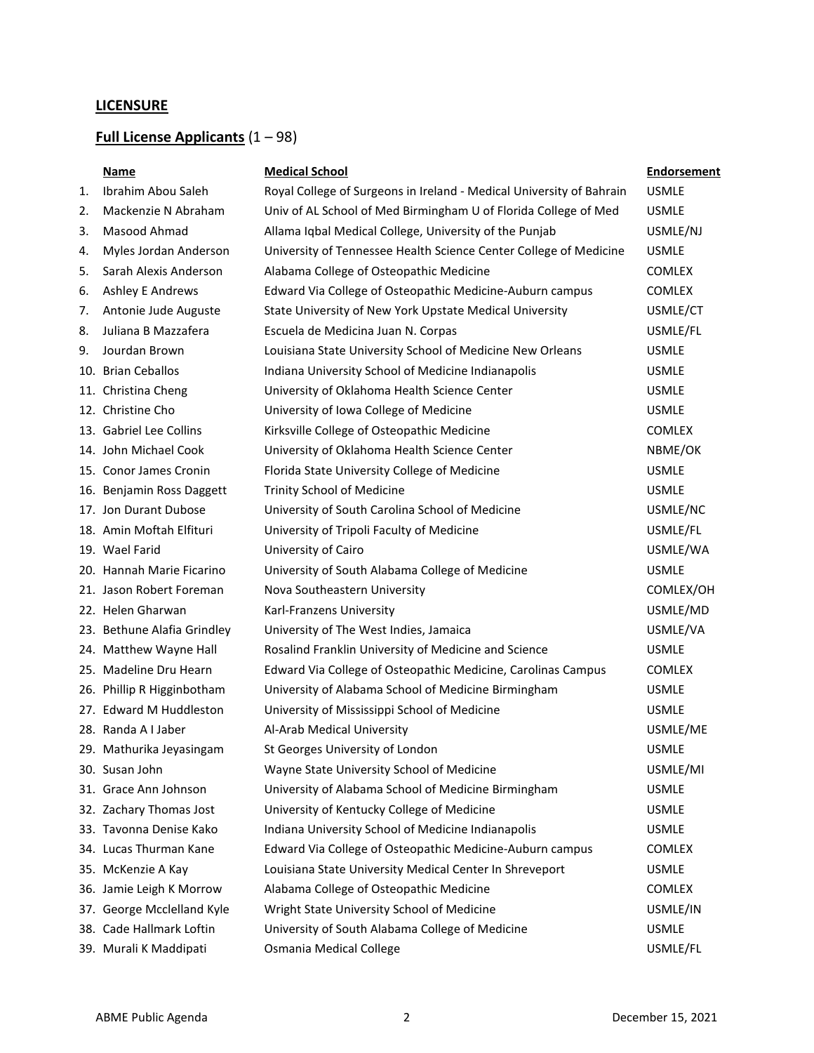## LICENSURE

## Full License Applicants (1 – 98)

| | Name | Medical School | Endorsement |
|---|---|---|---|
| 1. | Ibrahim Abou Saleh | Royal College of Surgeons in Ireland - Medical University of Bahrain | USMLE |
| 2. | Mackenzie N Abraham | Univ of AL School of Med Birmingham U of Florida College of Med | USMLE |
| 3. | Masood Ahmad | Allama Iqbal Medical College, University of the Punjab | USMLE/NJ |
| 4. | Myles Jordan Anderson | University of Tennessee Health Science Center College of Medicine | USMLE |
| 5. | Sarah Alexis Anderson | Alabama College of Osteopathic Medicine | COMLEX |
| 6. | Ashley E Andrews | Edward Via College of Osteopathic Medicine-Auburn campus | COMLEX |
| 7. | Antonie Jude Auguste | State University of New York Upstate Medical University | USMLE/CT |
| 8. | Juliana B Mazzafera | Escuela de Medicina Juan N. Corpas | USMLE/FL |
| 9. | Jourdan Brown | Louisiana State University School of Medicine New Orleans | USMLE |
| 10. | Brian Ceballos | Indiana University School of Medicine Indianapolis | USMLE |
| 11. | Christina Cheng | University of Oklahoma Health Science Center | USMLE |
| 12. | Christine Cho | University of Iowa College of Medicine | USMLE |
| 13. | Gabriel Lee Collins | Kirksville College of Osteopathic Medicine | COMLEX |
| 14. | John Michael Cook | University of Oklahoma Health Science Center | NBME/OK |
| 15. | Conor James Cronin | Florida State University College of Medicine | USMLE |
| 16. | Benjamin Ross Daggett | Trinity School of Medicine | USMLE |
| 17. | Jon Durant Dubose | University of South Carolina School of Medicine | USMLE/NC |
| 18. | Amin Moftah Elfituri | University of Tripoli Faculty of Medicine | USMLE/FL |
| 19. | Wael Farid | University of Cairo | USMLE/WA |
| 20. | Hannah Marie Ficarino | University of South Alabama College of Medicine | USMLE |
| 21. | Jason Robert Foreman | Nova Southeastern University | COMLEX/OH |
| 22. | Helen Gharwan | Karl-Franzens University | USMLE/MD |
| 23. | Bethune Alafia Grindley | University of The West Indies, Jamaica | USMLE/VA |
| 24. | Matthew Wayne Hall | Rosalind Franklin University of Medicine and Science | USMLE |
| 25. | Madeline Dru Hearn | Edward Via College of Osteopathic Medicine, Carolinas Campus | COMLEX |
| 26. | Phillip R Higginbotham | University of Alabama School of Medicine Birmingham | USMLE |
| 27. | Edward M Huddleston | University of Mississippi School of Medicine | USMLE |
| 28. | Randa A I Jaber | Al-Arab Medical University | USMLE/ME |
| 29. | Mathurika Jeyasingam | St Georges University of London | USMLE |
| 30. | Susan John | Wayne State University School of Medicine | USMLE/MI |
| 31. | Grace Ann Johnson | University of Alabama School of Medicine Birmingham | USMLE |
| 32. | Zachary Thomas Jost | University of Kentucky College of Medicine | USMLE |
| 33. | Tavonna Denise Kako | Indiana University School of Medicine Indianapolis | USMLE |
| 34. | Lucas Thurman Kane | Edward Via College of Osteopathic Medicine-Auburn campus | COMLEX |
| 35. | McKenzie A Kay | Louisiana State University Medical Center In Shreveport | USMLE |
| 36. | Jamie Leigh K Morrow | Alabama College of Osteopathic Medicine | COMLEX |
| 37. | George Mcclelland Kyle | Wright State University School of Medicine | USMLE/IN |
| 38. | Cade Hallmark Loftin | University of South Alabama College of Medicine | USMLE |
| 39. | Murali K Maddipati | Osmania Medical College | USMLE/FL |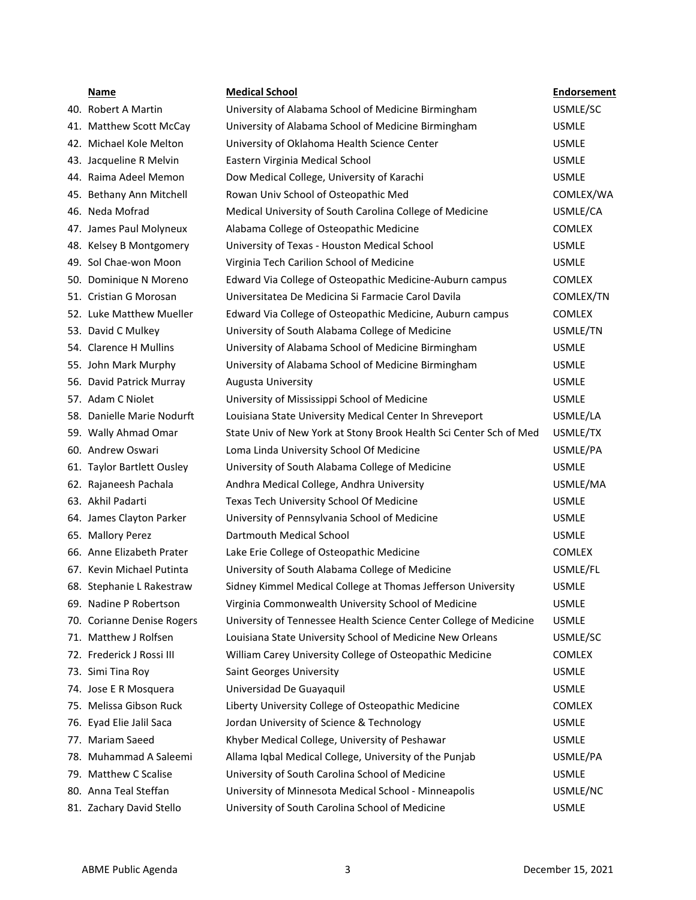| | Name | Medical School | Endorsement |
|---|---|---|---|
| 40. | Robert A Martin | University of Alabama School of Medicine Birmingham | USMLE/SC |
| 41. | Matthew Scott McCay | University of Alabama School of Medicine Birmingham | USMLE |
| 42. | Michael Kole Melton | University of Oklahoma Health Science Center | USMLE |
| 43. | Jacqueline R Melvin | Eastern Virginia Medical School | USMLE |
| 44. | Raima Adeel Memon | Dow Medical College, University of Karachi | USMLE |
| 45. | Bethany Ann Mitchell | Rowan Univ School of Osteopathic Med | COMLEX/WA |
| 46. | Neda Mofrad | Medical University of South Carolina College of Medicine | USMLE/CA |
| 47. | James Paul Molyneux | Alabama College of Osteopathic Medicine | COMLEX |
| 48. | Kelsey B Montgomery | University of Texas - Houston Medical School | USMLE |
| 49. | Sol Chae-won Moon | Virginia Tech Carilion School of Medicine | USMLE |
| 50. | Dominique N Moreno | Edward Via College of Osteopathic Medicine-Auburn campus | COMLEX |
| 51. | Cristian G Morosan | Universitatea De Medicina Si Farmacie Carol Davila | COMLEX/TN |
| 52. | Luke Matthew Mueller | Edward Via College of Osteopathic Medicine, Auburn campus | COMLEX |
| 53. | David C Mulkey | University of South Alabama College of Medicine | USMLE/TN |
| 54. | Clarence H Mullins | University of Alabama School of Medicine Birmingham | USMLE |
| 55. | John Mark Murphy | University of Alabama School of Medicine Birmingham | USMLE |
| 56. | David Patrick Murray | Augusta University | USMLE |
| 57. | Adam C Niolet | University of Mississippi School of Medicine | USMLE |
| 58. | Danielle Marie Nodurft | Louisiana State University Medical Center In Shreveport | USMLE/LA |
| 59. | Wally Ahmad Omar | State Univ of New York at Stony Brook Health Sci Center Sch of Med | USMLE/TX |
| 60. | Andrew Oswari | Loma Linda University School Of Medicine | USMLE/PA |
| 61. | Taylor Bartlett Ousley | University of South Alabama College of Medicine | USMLE |
| 62. | Rajaneesh Pachala | Andhra Medical College, Andhra University | USMLE/MA |
| 63. | Akhil Padarti | Texas Tech University School Of Medicine | USMLE |
| 64. | James Clayton Parker | University of Pennsylvania School of Medicine | USMLE |
| 65. | Mallory Perez | Dartmouth Medical School | USMLE |
| 66. | Anne Elizabeth Prater | Lake Erie College of Osteopathic Medicine | COMLEX |
| 67. | Kevin Michael Putinta | University of South Alabama College of Medicine | USMLE/FL |
| 68. | Stephanie L Rakestraw | Sidney Kimmel Medical College at Thomas Jefferson University | USMLE |
| 69. | Nadine P Robertson | Virginia Commonwealth University School of Medicine | USMLE |
| 70. | Corianne Denise Rogers | University of Tennessee Health Science Center College of Medicine | USMLE |
| 71. | Matthew J Rolfsen | Louisiana State University School of Medicine New Orleans | USMLE/SC |
| 72. | Frederick J Rossi III | William Carey University College of Osteopathic Medicine | COMLEX |
| 73. | Simi Tina Roy | Saint Georges University | USMLE |
| 74. | Jose E R Mosquera | Universidad De Guayaquil | USMLE |
| 75. | Melissa Gibson Ruck | Liberty University College of Osteopathic Medicine | COMLEX |
| 76. | Eyad Elie Jalil Saca | Jordan University of Science & Technology | USMLE |
| 77. | Mariam Saeed | Khyber Medical College, University of Peshawar | USMLE |
| 78. | Muhammad A Saleemi | Allama Iqbal Medical College, University of the Punjab | USMLE/PA |
| 79. | Matthew C Scalise | University of South Carolina School of Medicine | USMLE |
| 80. | Anna Teal Steffan | University of Minnesota Medical School - Minneapolis | USMLE/NC |
| 81. | Zachary David Stello | University of South Carolina School of Medicine | USMLE |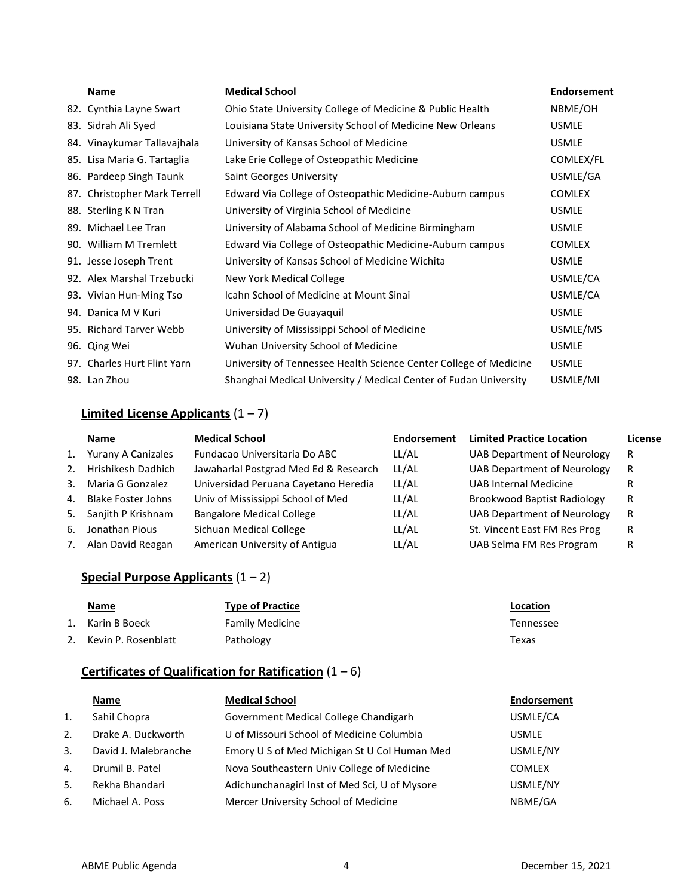| | Name | Medical School | Endorsement |
|---|---|---|---|
| 82. | Cynthia Layne Swart | Ohio State University College of Medicine & Public Health | NBME/OH |
| 83. | Sidrah Ali Syed | Louisiana State University School of Medicine New Orleans | USMLE |
| 84. | Vinaykumar Tallavajhala | University of Kansas School of Medicine | USMLE |
| 85. | Lisa Maria G. Tartaglia | Lake Erie College of Osteopathic Medicine | COMLEX/FL |
| 86. | Pardeep Singh Taunk | Saint Georges University | USMLE/GA |
| 87. | Christopher Mark Terrell | Edward Via College of Osteopathic Medicine-Auburn campus | COMLEX |
| 88. | Sterling K N Tran | University of Virginia School of Medicine | USMLE |
| 89. | Michael Lee Tran | University of Alabama School of Medicine Birmingham | USMLE |
| 90. | William M Tremlett | Edward Via College of Osteopathic Medicine-Auburn campus | COMLEX |
| 91. | Jesse Joseph Trent | University of Kansas School of Medicine Wichita | USMLE |
| 92. | Alex Marshal Trzebucki | New York Medical College | USMLE/CA |
| 93. | Vivian Hun-Ming Tso | Icahn School of Medicine at Mount Sinai | USMLE/CA |
| 94. | Danica M V Kuri | Universidad De Guayaquil | USMLE |
| 95. | Richard Tarver Webb | University of Mississippi School of Medicine | USMLE/MS |
| 96. | Qing Wei | Wuhan University School of Medicine | USMLE |
| 97. | Charles Hurt Flint Yarn | University of Tennessee Health Science Center College of Medicine | USMLE |
| 98. | Lan Zhou | Shanghai Medical University / Medical Center of Fudan University | USMLE/MI |

## **Limited License Applicants** (1 – 7)

| | Name | Medical School | Endorsement | Limited Practice Location | License |
|---|---|---|---|---|---|
| 1. | Yurany A Canizales | Fundacao Universitaria Do ABC | LL/AL | UAB Department of Neurology | R |
| 2. | Hrishikesh Dadhich | Jawaharlal Postgrad Med Ed & Research | LL/AL | UAB Department of Neurology | R |
| 3. | Maria G Gonzalez | Universidad Peruana Cayetano Heredia | LL/AL | UAB Internal Medicine | R |
| 4. | Blake Foster Johns | Univ of Mississippi School of Med | LL/AL | Brookwood Baptist Radiology | R |
| 5. | Sanjith P Krishnam | Bangalore Medical College | LL/AL | UAB Department of Neurology | R |
| 6. | Jonathan Pious | Sichuan Medical College | LL/AL | St. Vincent East FM Res Prog | R |
| 7. | Alan David Reagan | American University of Antigua | LL/AL | UAB Selma FM Res Program | R |

## **Special Purpose Applicants** (1 – 2)

| | Name | Type of Practice | Location |
|---|---|---|---|
| 1. | Karin B Boeck | Family Medicine | Tennessee |
| 2. | Kevin P. Rosenblatt | Pathology | Texas |

## **Certificates of Qualification for Ratification** (1 – 6)

| | Name | Medical School | Endorsement |
|---|---|---|---|
| 1. | Sahil Chopra | Government Medical College Chandigarh | USMLE/CA |
| 2. | Drake A. Duckworth | U of Missouri School of Medicine Columbia | USMLE |
| 3. | David J. Malebranche | Emory U S of Med Michigan St U Col Human Med | USMLE/NY |
| 4. | Drumil B. Patel | Nova Southeastern Univ College of Medicine | COMLEX |
| 5. | Rekha Bhandari | Adichunchanagiri Inst of Med Sci, U of Mysore | USMLE/NY |
| 6. | Michael A. Poss | Mercer University School of Medicine | NBME/GA |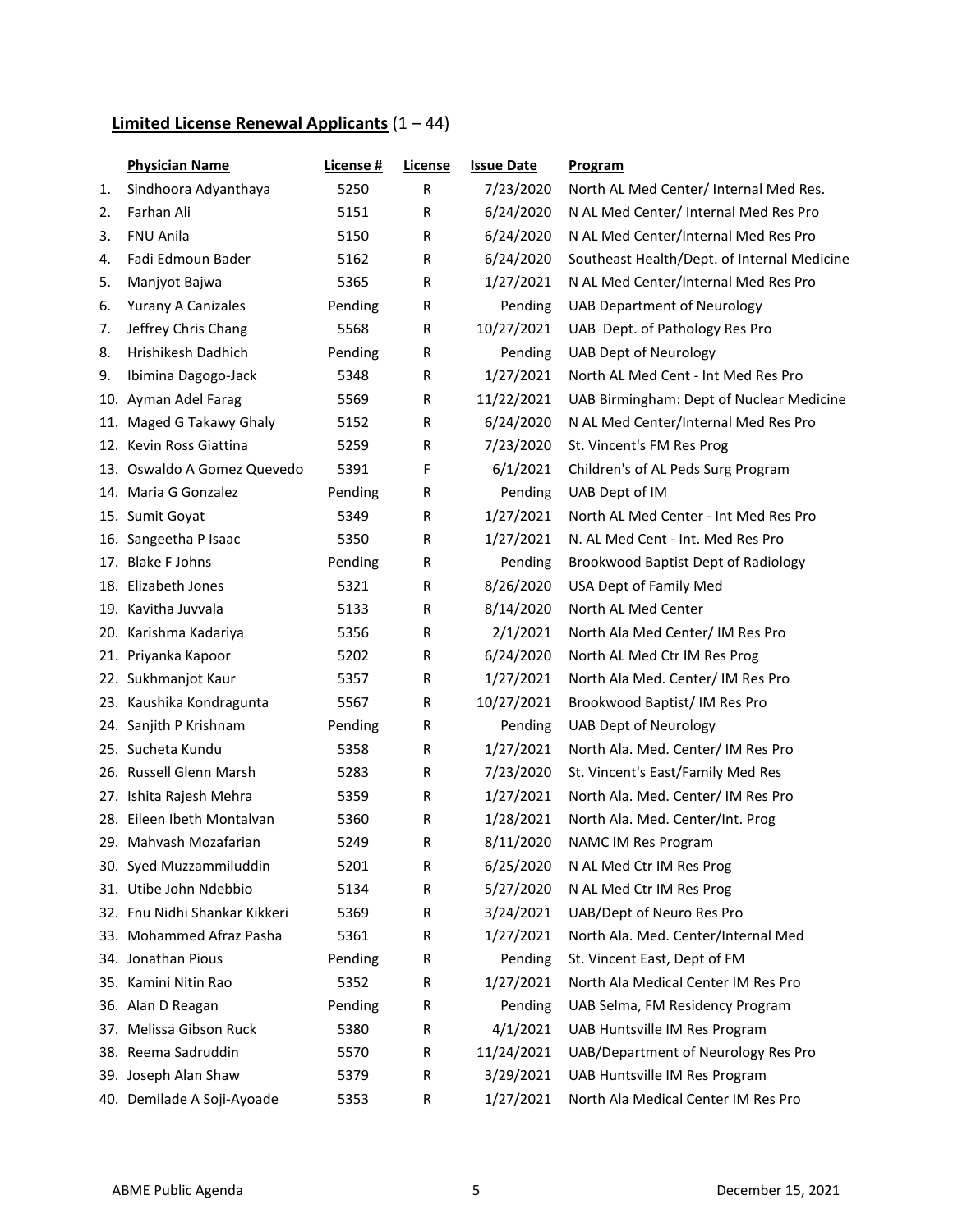## **Limited License Renewal Applicants** (1 – 44)

| | Physician Name | License # | License | Issue Date | Program |
|---|---|---|---|---|---|
| 1. | Sindhoora Adyanthaya | 5250 | R | 7/23/2020 | North AL Med Center/ Internal Med Res. |
| 2. | Farhan Ali | 5151 | R | 6/24/2020 | N AL Med Center/ Internal Med Res Pro |
| 3. | FNU Anila | 5150 | R | 6/24/2020 | N AL Med Center/Internal Med Res Pro |
| 4. | Fadi Edmoun Bader | 5162 | R | 6/24/2020 | Southeast Health/Dept. of Internal Medicine |
| 5. | Manjyot Bajwa | 5365 | R | 1/27/2021 | N AL Med Center/Internal Med Res Pro |
| 6. | Yurany A Canizales | Pending | R | Pending | UAB Department of Neurology |
| 7. | Jeffrey Chris Chang | 5568 | R | 10/27/2021 | UAB Dept. of Pathology Res Pro |
| 8. | Hrishikesh Dadhich | Pending | R | Pending | UAB Dept of Neurology |
| 9. | Ibimina Dagogo-Jack | 5348 | R | 1/27/2021 | North AL Med Cent - Int Med Res Pro |
| 10. | Ayman Adel Farag | 5569 | R | 11/22/2021 | UAB Birmingham: Dept of Nuclear Medicine |
| 11. | Maged G Takawy Ghaly | 5152 | R | 6/24/2020 | N AL Med Center/Internal Med Res Pro |
| 12. | Kevin Ross Giattina | 5259 | R | 7/23/2020 | St. Vincent's FM Res Prog |
| 13. | Oswaldo A Gomez Quevedo | 5391 | F | 6/1/2021 | Children's of AL Peds Surg Program |
| 14. | Maria G Gonzalez | Pending | R | Pending | UAB Dept of IM |
| 15. | Sumit Goyat | 5349 | R | 1/27/2021 | North AL Med Center - Int Med Res Pro |
| 16. | Sangeetha P Isaac | 5350 | R | 1/27/2021 | N. AL Med Cent - Int. Med Res Pro |
| 17. | Blake F Johns | Pending | R | Pending | Brookwood Baptist Dept of Radiology |
| 18. | Elizabeth Jones | 5321 | R | 8/26/2020 | USA Dept of Family Med |
| 19. | Kavitha Juvvala | 5133 | R | 8/14/2020 | North AL Med Center |
| 20. | Karishma Kadariya | 5356 | R | 2/1/2021 | North Ala Med Center/ IM Res Pro |
| 21. | Priyanka Kapoor | 5202 | R | 6/24/2020 | North AL Med Ctr IM Res Prog |
| 22. | Sukhmanjot Kaur | 5357 | R | 1/27/2021 | North Ala Med. Center/ IM Res Pro |
| 23. | Kaushika Kondragunta | 5567 | R | 10/27/2021 | Brookwood Baptist/ IM Res Pro |
| 24. | Sanjith P Krishnam | Pending | R | Pending | UAB Dept of Neurology |
| 25. | Sucheta Kundu | 5358 | R | 1/27/2021 | North Ala. Med. Center/ IM Res Pro |
| 26. | Russell Glenn Marsh | 5283 | R | 7/23/2020 | St. Vincent's East/Family Med Res |
| 27. | Ishita Rajesh Mehra | 5359 | R | 1/27/2021 | North Ala. Med. Center/ IM Res Pro |
| 28. | Eileen Ibeth Montalvan | 5360 | R | 1/28/2021 | North Ala. Med. Center/Int. Prog |
| 29. | Mahvash Mozafarian | 5249 | R | 8/11/2020 | NAMC IM Res Program |
| 30. | Syed Muzzammiluddin | 5201 | R | 6/25/2020 | N AL Med Ctr IM Res Prog |
| 31. | Utibe John Ndebbio | 5134 | R | 5/27/2020 | N AL Med Ctr IM Res Prog |
| 32. | Fnu Nidhi Shankar Kikkeri | 5369 | R | 3/24/2021 | UAB/Dept of Neuro Res Pro |
| 33. | Mohammed Afraz Pasha | 5361 | R | 1/27/2021 | North Ala. Med. Center/Internal Med |
| 34. | Jonathan Pious | Pending | R | Pending | St. Vincent East, Dept of FM |
| 35. | Kamini Nitin Rao | 5352 | R | 1/27/2021 | North Ala Medical Center IM Res Pro |
| 36. | Alan D Reagan | Pending | R | Pending | UAB Selma, FM Residency Program |
| 37. | Melissa Gibson Ruck | 5380 | R | 4/1/2021 | UAB Huntsville IM Res Program |
| 38. | Reema Sadruddin | 5570 | R | 11/24/2021 | UAB/Department of Neurology Res Pro |
| 39. | Joseph Alan Shaw | 5379 | R | 3/29/2021 | UAB Huntsville IM Res Program |
| 40. | Demilade A Soji-Ayoade | 5353 | R | 1/27/2021 | North Ala Medical Center IM Res Pro |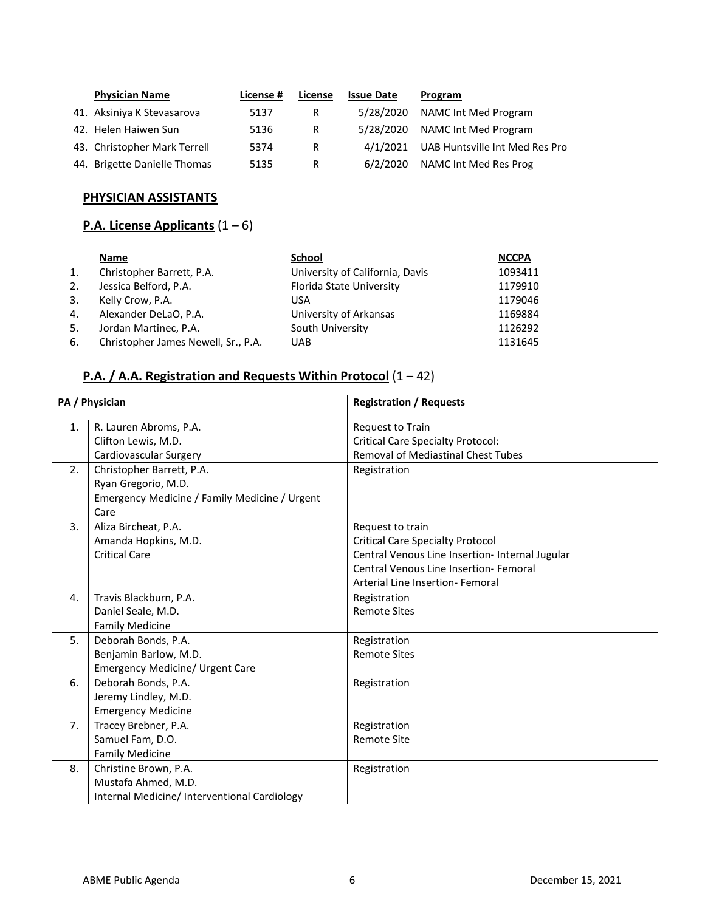| | Physician Name | License # | License | Issue Date | Program |
|---|---|---|---|---|---|
| 41. | Aksiniya K Stevasarova | 5137 | R | 5/28/2020 | NAMC Int Med Program |
| 42. | Helen Haiwen Sun | 5136 | R | 5/28/2020 | NAMC Int Med Program |
| 43. | Christopher Mark Terrell | 5374 | R | 4/1/2021 | UAB Huntsville Int Med Res Pro |
| 44. | Brigette Danielle Thomas | 5135 | R | 6/2/2020 | NAMC Int Med Res Prog |

## PHYSICIAN ASSISTANTS

### P.A. License Applicants (1 – 6)

| | Name | School | NCCPA |
|---|---|---|---|
| 1. | Christopher Barrett, P.A. | University of California, Davis | 1093411 |
| 2. | Jessica Belford, P.A. | Florida State University | 1179910 |
| 3. | Kelly Crow, P.A. | USA | 1179046 |
| 4. | Alexander DeLaO, P.A. | University of Arkansas | 1169884 |
| 5. | Jordan Martinec, P.A. | South University | 1126292 |
| 6. | Christopher James Newell, Sr., P.A. | UAB | 1131645 |

### P.A. / A.A. Registration and Requests Within Protocol (1 – 42)

| | PA / Physician | Registration / Requests |
|---|---|---|
| 1. | R. Lauren Abroms, P.A.<br>Clifton Lewis, M.D.<br>Cardiovascular Surgery | Request to Train<br>Critical Care Specialty Protocol:<br>Removal of Mediastinal Chest Tubes |
| 2. | Christopher Barrett, P.A.<br>Ryan Gregorio, M.D.<br>Emergency Medicine / Family Medicine / Urgent Care | Registration |
| 3. | Aliza Bircheat, P.A.<br>Amanda Hopkins, M.D.<br>Critical Care | Request to train<br>Critical Care Specialty Protocol<br>Central Venous Line Insertion- Internal Jugular<br>Central Venous Line Insertion- Femoral<br>Arterial Line Insertion- Femoral |
| 4. | Travis Blackburn, P.A.<br>Daniel Seale, M.D.<br>Family Medicine | Registration<br>Remote Sites |
| 5. | Deborah Bonds, P.A.<br>Benjamin Barlow, M.D.<br>Emergency Medicine/ Urgent Care | Registration<br>Remote Sites |
| 6. | Deborah Bonds, P.A.<br>Jeremy Lindley, M.D.<br>Emergency Medicine | Registration |
| 7. | Tracey Brebner, P.A.<br>Samuel Fam, D.O.<br>Family Medicine | Registration<br>Remote Site |
| 8. | Christine Brown, P.A.<br>Mustafa Ahmed, M.D.<br>Internal Medicine/ Interventional Cardiology | Registration |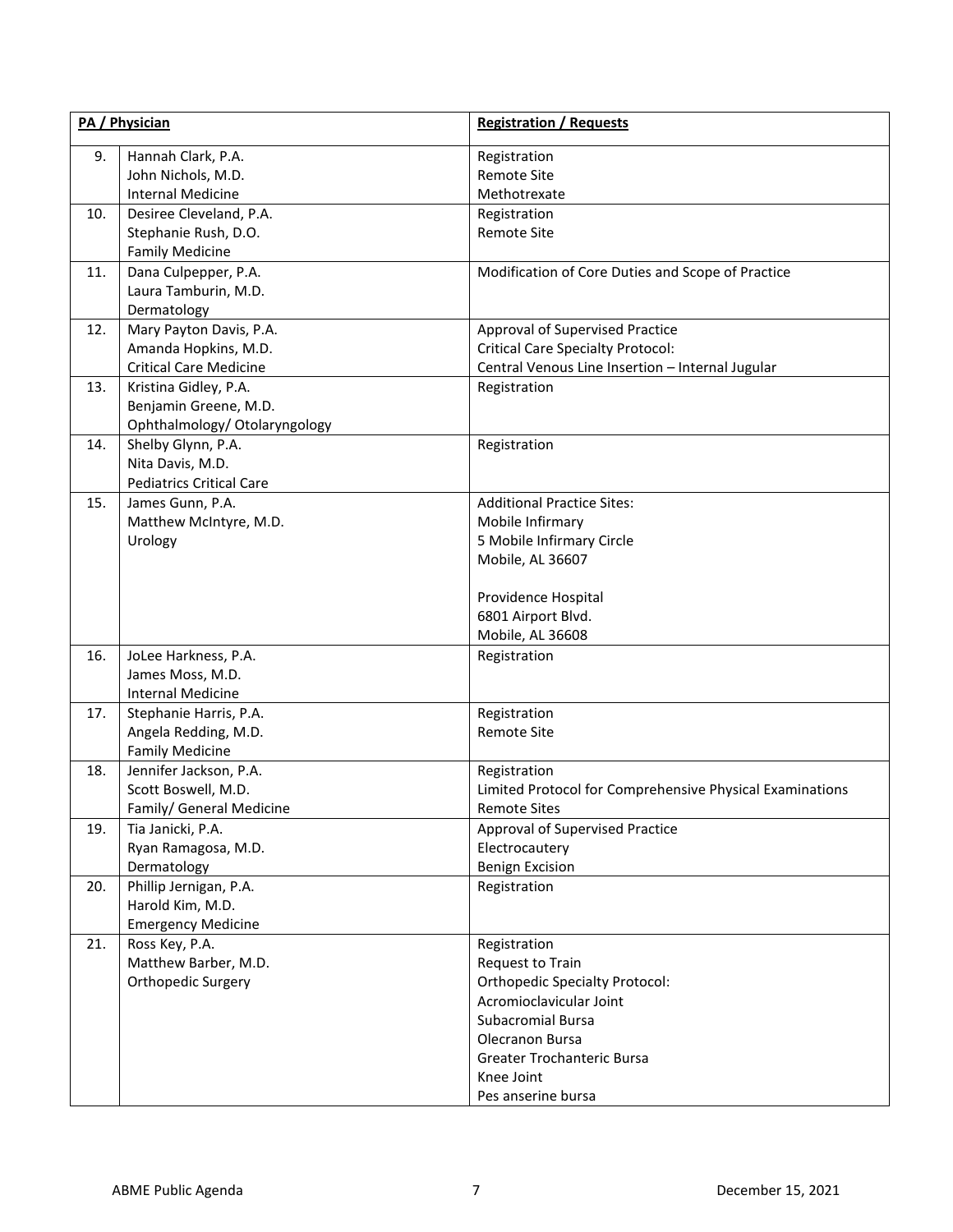| | PA / Physician | Registration / Requests |
|---|---|---|
| 9. | Hannah Clark, P.A.<br>John Nichols, M.D.<br>Internal Medicine | Registration<br>Remote Site<br>Methotrexate |
| 10. | Desiree Cleveland, P.A.<br>Stephanie Rush, D.O.<br>Family Medicine | Registration<br>Remote Site |
| 11. | Dana Culpepper, P.A.<br>Laura Tamburin, M.D.<br>Dermatology | Modification of Core Duties and Scope of Practice |
| 12. | Mary Payton Davis, P.A.<br>Amanda Hopkins, M.D.<br>Critical Care Medicine | Approval of Supervised Practice<br>Critical Care Specialty Protocol:<br>Central Venous Line Insertion – Internal Jugular |
| 13. | Kristina Gidley, P.A.<br>Benjamin Greene, M.D.<br>Ophthalmology/ Otolaryngology | Registration |
| 14. | Shelby Glynn, P.A.<br>Nita Davis, M.D.<br>Pediatrics Critical Care | Registration |
| 15. | James Gunn, P.A.<br>Matthew McIntyre, M.D.<br>Urology | Additional Practice Sites:<br>Mobile Infirmary<br>5 Mobile Infirmary Circle<br>Mobile, AL 36607<br><br>Providence Hospital<br>6801 Airport Blvd.<br>Mobile, AL 36608 |
| 16. | JoLee Harkness, P.A.<br>James Moss, M.D.<br>Internal Medicine | Registration |
| 17. | Stephanie Harris, P.A.<br>Angela Redding, M.D.<br>Family Medicine | Registration<br>Remote Site |
| 18. | Jennifer Jackson, P.A.<br>Scott Boswell, M.D.<br>Family/ General Medicine | Registration<br>Limited Protocol for Comprehensive Physical Examinations<br>Remote Sites |
| 19. | Tia Janicki, P.A.<br>Ryan Ramagosa, M.D.<br>Dermatology | Approval of Supervised Practice<br>Electrocautery<br>Benign Excision |
| 20. | Phillip Jernigan, P.A.<br>Harold Kim, M.D.<br>Emergency Medicine | Registration |
| 21. | Ross Key, P.A.<br>Matthew Barber, M.D.<br>Orthopedic Surgery | Registration<br>Request to Train<br>Orthopedic Specialty Protocol:<br>Acromioclavicular Joint<br>Subacromial Bursa<br>Olecranon Bursa<br>Greater Trochanteric Bursa<br>Knee Joint<br>Pes anserine bursa |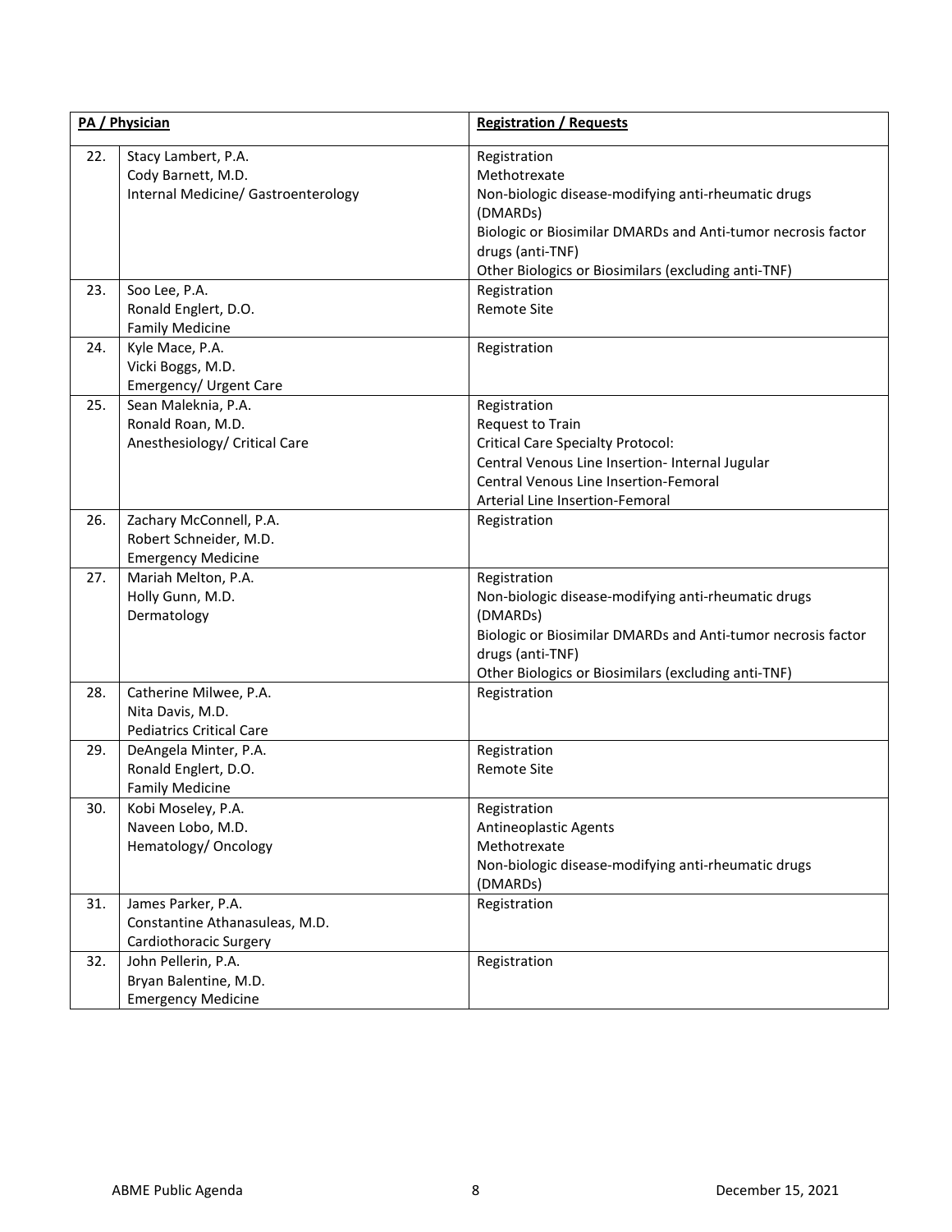| | PA / Physician | Registration / Requests |
|---|---|---|
| 22. | Stacy Lambert, P.A.<br>Cody Barnett, M.D.<br>Internal Medicine/ Gastroenterology | Registration<br>Methotrexate<br>Non-biologic disease-modifying anti-rheumatic drugs (DMARDs)<br>Biologic or Biosimilar DMARDs and Anti-tumor necrosis factor drugs (anti-TNF)<br>Other Biologics or Biosimilars (excluding anti-TNF) |
| 23. | Soo Lee, P.A.<br>Ronald Englert, D.O.<br>Family Medicine | Registration<br>Remote Site |
| 24. | Kyle Mace, P.A.<br>Vicki Boggs, M.D.<br>Emergency/ Urgent Care | Registration |
| 25. | Sean Maleknia, P.A.<br>Ronald Roan, M.D.<br>Anesthesiology/ Critical Care | Registration<br>Request to Train<br>Critical Care Specialty Protocol:<br>Central Venous Line Insertion- Internal Jugular<br>Central Venous Line Insertion-Femoral<br>Arterial Line Insertion-Femoral |
| 26. | Zachary McConnell, P.A.<br>Robert Schneider, M.D.<br>Emergency Medicine | Registration |
| 27. | Mariah Melton, P.A.<br>Holly Gunn, M.D.<br>Dermatology | Registration<br>Non-biologic disease-modifying anti-rheumatic drugs (DMARDs)<br>Biologic or Biosimilar DMARDs and Anti-tumor necrosis factor drugs (anti-TNF)<br>Other Biologics or Biosimilars (excluding anti-TNF) |
| 28. | Catherine Milwee, P.A.<br>Nita Davis, M.D.<br>Pediatrics Critical Care | Registration |
| 29. | DeAngela Minter, P.A.<br>Ronald Englert, D.O.<br>Family Medicine | Registration<br>Remote Site |
| 30. | Kobi Moseley, P.A.<br>Naveen Lobo, M.D.<br>Hematology/ Oncology | Registration<br>Antineoplastic Agents<br>Methotrexate<br>Non-biologic disease-modifying anti-rheumatic drugs (DMARDs) |
| 31. | James Parker, P.A.<br>Constantine Athanasuleas, M.D.<br>Cardiothoracic Surgery | Registration |
| 32. | John Pellerin, P.A.<br>Bryan Balentine, M.D.<br>Emergency Medicine | Registration |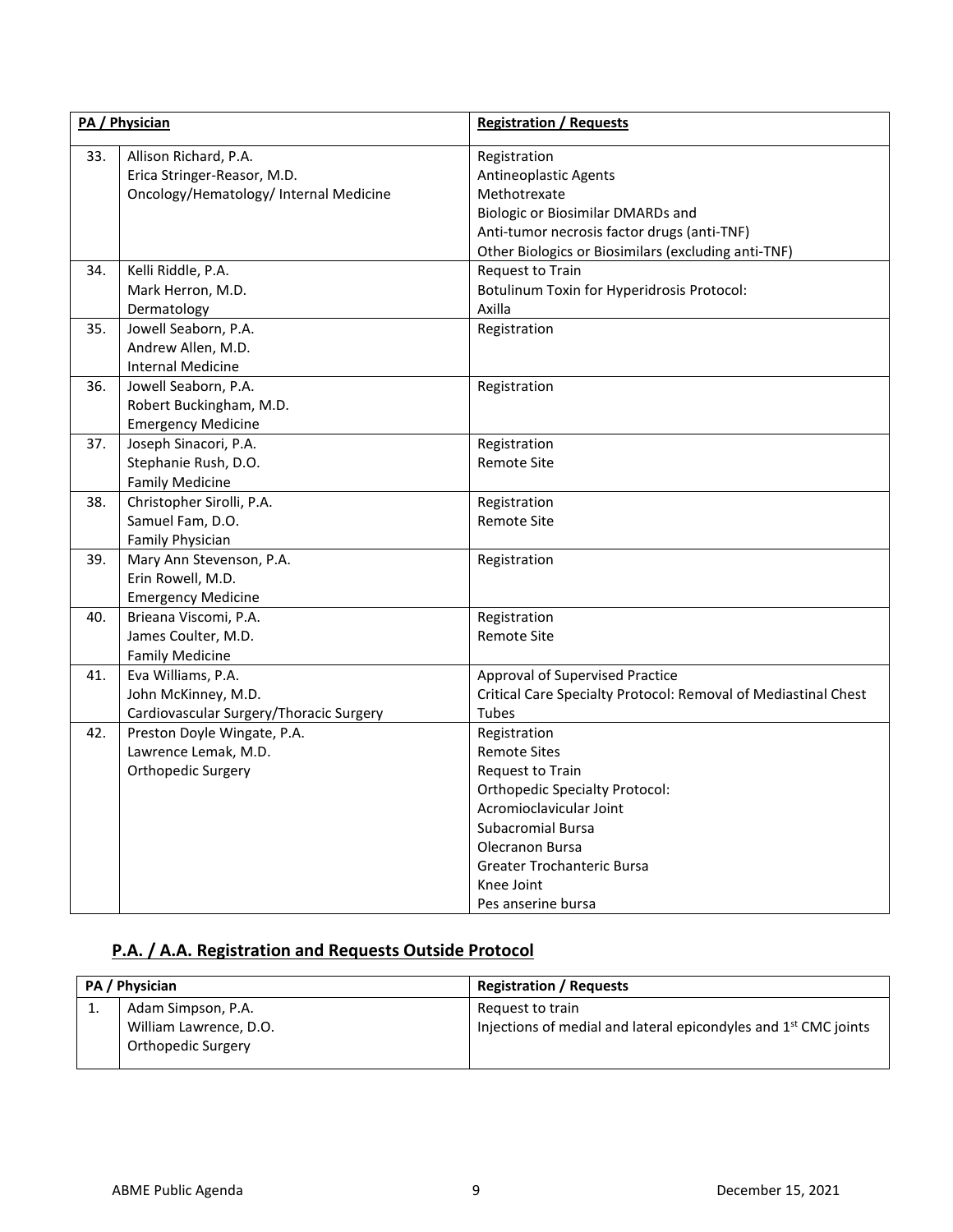| | PA / Physician | Registration / Requests |
|---|---|---|
| 33. | Allison Richard, P.A.<br>Erica Stringer-Reasor, M.D.<br>Oncology/Hematology/ Internal Medicine | Registration<br>Antineoplastic Agents<br>Methotrexate<br>Biologic or Biosimilar DMARDs and<br>Anti-tumor necrosis factor drugs (anti-TNF)<br>Other Biologics or Biosimilars (excluding anti-TNF) |
| 34. | Kelli Riddle, P.A.<br>Mark Herron, M.D.<br>Dermatology | Request to Train<br>Botulinum Toxin for Hyperidrosis Protocol:<br>Axilla |
| 35. | Jowell Seaborn, P.A.<br>Andrew Allen, M.D.<br>Internal Medicine | Registration |
| 36. | Jowell Seaborn, P.A.<br>Robert Buckingham, M.D.<br>Emergency Medicine | Registration |
| 37. | Joseph Sinacori, P.A.<br>Stephanie Rush, D.O.<br>Family Medicine | Registration<br>Remote Site |
| 38. | Christopher Sirolli, P.A.<br>Samuel Fam, D.O.<br>Family Physician | Registration<br>Remote Site |
| 39. | Mary Ann Stevenson, P.A.<br>Erin Rowell, M.D.<br>Emergency Medicine | Registration |
| 40. | Brieana Viscomi, P.A.<br>James Coulter, M.D.<br>Family Medicine | Registration<br>Remote Site |
| 41. | Eva Williams, P.A.<br>John McKinney, M.D.<br>Cardiovascular Surgery/Thoracic Surgery | Approval of Supervised Practice<br>Critical Care Specialty Protocol: Removal of Mediastinal Chest Tubes |
| 42. | Preston Doyle Wingate, P.A.<br>Lawrence Lemak, M.D.<br>Orthopedic Surgery | Registration<br>Remote Sites<br>Request to Train<br>Orthopedic Specialty Protocol:<br>Acromioclavicular Joint<br>Subacromial Bursa<br>Olecranon Bursa<br>Greater Trochanteric Bursa<br>Knee Joint<br>Pes anserine bursa |

## P.A. / A.A. Registration and Requests Outside Protocol

| | PA / Physician | Registration / Requests |
|---|---|---|
| 1. | Adam Simpson, P.A.<br>William Lawrence, D.O.<br>Orthopedic Surgery | Request to train<br>Injections of medial and lateral epicondyles and 1st CMC joints |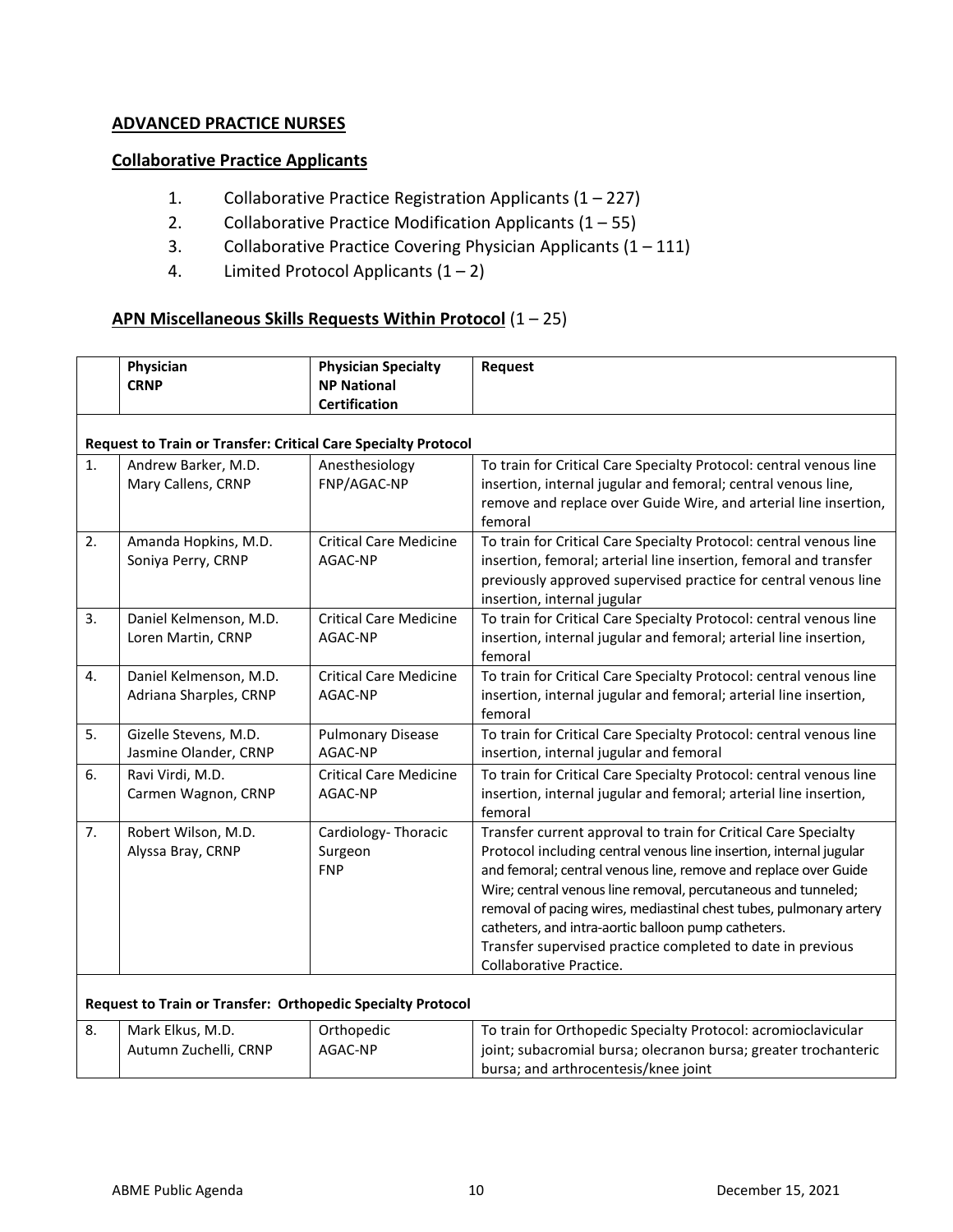## ADVANCED PRACTICE NURSES

### Collaborative Practice Applicants

1. Collaborative Practice Registration Applicants (1 – 227)
2. Collaborative Practice Modification Applicants (1 – 55)
3. Collaborative Practice Covering Physician Applicants (1 – 111)
4. Limited Protocol Applicants (1 – 2)

### APN Miscellaneous Skills Requests Within Protocol (1 – 25)

| | Physician<br>CRNP | Physician Specialty<br>NP National Certification | Request |
|---|---|---|---|
| **Request to Train or Transfer: Critical Care Specialty Protocol** | | | |
| 1. | Andrew Barker, M.D.<br>Mary Callens, CRNP | Anesthesiology<br>FNP/AGAC-NP | To train for Critical Care Specialty Protocol: central venous line insertion, internal jugular and femoral; central venous line, remove and replace over Guide Wire, and arterial line insertion, femoral |
| 2. | Amanda Hopkins, M.D.<br>Soniya Perry, CRNP | Critical Care Medicine<br>AGAC-NP | To train for Critical Care Specialty Protocol: central venous line insertion, femoral; arterial line insertion, femoral and transfer previously approved supervised practice for central venous line insertion, internal jugular |
| 3. | Daniel Kelmenson, M.D.<br>Loren Martin, CRNP | Critical Care Medicine<br>AGAC-NP | To train for Critical Care Specialty Protocol: central venous line insertion, internal jugular and femoral; arterial line insertion, femoral |
| 4. | Daniel Kelmenson, M.D.<br>Adriana Sharples, CRNP | Critical Care Medicine<br>AGAC-NP | To train for Critical Care Specialty Protocol: central venous line insertion, internal jugular and femoral; arterial line insertion, femoral |
| 5. | Gizelle Stevens, M.D.<br>Jasmine Olander, CRNP | Pulmonary Disease<br>AGAC-NP | To train for Critical Care Specialty Protocol: central venous line insertion, internal jugular and femoral |
| 6. | Ravi Virdi, M.D.<br>Carmen Wagnon, CRNP | Critical Care Medicine<br>AGAC-NP | To train for Critical Care Specialty Protocol: central venous line insertion, internal jugular and femoral; arterial line insertion, femoral |
| 7. | Robert Wilson, M.D.<br>Alyssa Bray, CRNP | Cardiology- Thoracic Surgeon<br>FNP | Transfer current approval to train for Critical Care Specialty Protocol including central venous line insertion, internal jugular and femoral; central venous line, remove and replace over Guide Wire; central venous line removal, percutaneous and tunneled; removal of pacing wires, mediastinal chest tubes, pulmonary artery catheters, and intra-aortic balloon pump catheters.<br>Transfer supervised practice completed to date in previous Collaborative Practice. |
| **Request to Train or Transfer: Orthopedic Specialty Protocol** | | | |
| 8. | Mark Elkus, M.D.<br>Autumn Zuchelli, CRNP | Orthopedic<br>AGAC-NP | To train for Orthopedic Specialty Protocol: acromioclavicular joint; subacromial bursa; olecranon bursa; greater trochanteric bursa; and arthrocentesis/knee joint |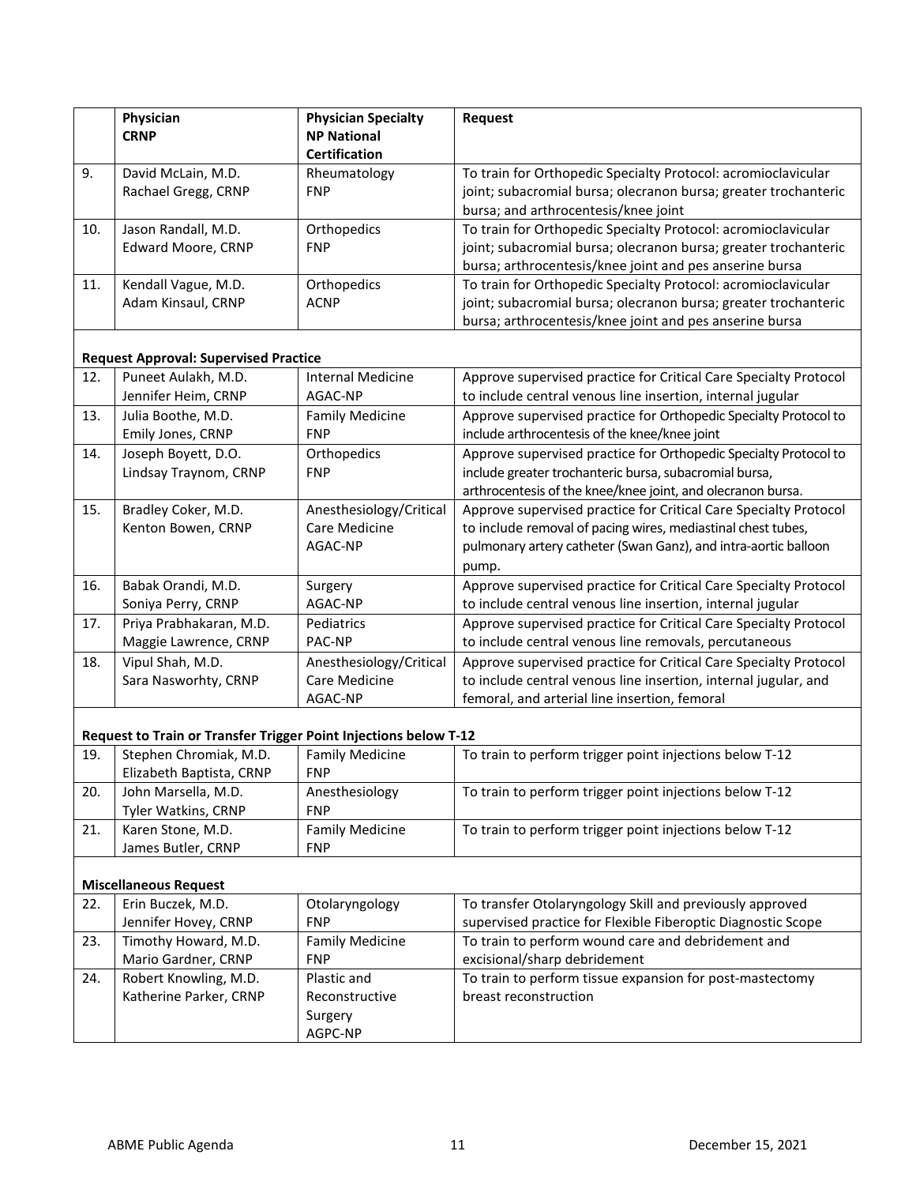| | Physician<br>CRNP | Physician Specialty<br>NP National Certification | Request |
|---|---|---|---|
| 9. | David McLain, M.D.<br>Rachael Gregg, CRNP | Rheumatology<br>FNP | To train for Orthopedic Specialty Protocol: acromioclavicular joint; subacromial bursa; olecranon bursa; greater trochanteric bursa; and arthrocentesis/knee joint |
| 10. | Jason Randall, M.D.<br>Edward Moore, CRNP | Orthopedics<br>FNP | To train for Orthopedic Specialty Protocol: acromioclavicular joint; subacromial bursa; olecranon bursa; greater trochanteric bursa; arthrocentesis/knee joint and pes anserine bursa |
| 11. | Kendall Vague, M.D.<br>Adam Kinsaul, CRNP | Orthopedics<br>ACNP | To train for Orthopedic Specialty Protocol: acromioclavicular joint; subacromial bursa; olecranon bursa; greater trochanteric bursa; arthrocentesis/knee joint and pes anserine bursa |
| | **Request Approval: Supervised Practice** | | |
| 12. | Puneet Aulakh, M.D.<br>Jennifer Heim, CRNP | Internal Medicine<br>AGAC-NP | Approve supervised practice for Critical Care Specialty Protocol to include central venous line insertion, internal jugular |
| 13. | Julia Boothe, M.D.<br>Emily Jones, CRNP | Family Medicine<br>FNP | Approve supervised practice for Orthopedic Specialty Protocol to include arthrocentesis of the knee/knee joint |
| 14. | Joseph Boyett, D.O.<br>Lindsay Traynom, CRNP | Orthopedics<br>FNP | Approve supervised practice for Orthopedic Specialty Protocol to include greater trochanteric bursa, subacromial bursa, arthrocentesis of the knee/knee joint, and olecranon bursa. |
| 15. | Bradley Coker, M.D.<br>Kenton Bowen, CRNP | Anesthesiology/Critical Care Medicine<br>AGAC-NP | Approve supervised practice for Critical Care Specialty Protocol to include removal of pacing wires, mediastinal chest tubes, pulmonary artery catheter (Swan Ganz), and intra-aortic balloon pump. |
| 16. | Babak Orandi, M.D.<br>Soniya Perry, CRNP | Surgery<br>AGAC-NP | Approve supervised practice for Critical Care Specialty Protocol to include central venous line insertion, internal jugular |
| 17. | Priya Prabhakaran, M.D.<br>Maggie Lawrence, CRNP | Pediatrics<br>PAC-NP | Approve supervised practice for Critical Care Specialty Protocol to include central venous line removals, percutaneous |
| 18. | Vipul Shah, M.D.<br>Sara Nasworhty, CRNP | Anesthesiology/Critical Care Medicine<br>AGAC-NP | Approve supervised practice for Critical Care Specialty Protocol to include central venous line insertion, internal jugular, and femoral, and arterial line insertion, femoral |
| | **Request to Train or Transfer Trigger Point Injections below T-12** | | |
| 19. | Stephen Chromiak, M.D.<br>Elizabeth Baptista, CRNP | Family Medicine<br>FNP | To train to perform trigger point injections below T-12 |
| 20. | John Marsella, M.D.<br>Tyler Watkins, CRNP | Anesthesiology<br>FNP | To train to perform trigger point injections below T-12 |
| 21. | Karen Stone, M.D.<br>James Butler, CRNP | Family Medicine<br>FNP | To train to perform trigger point injections below T-12 |
| | **Miscellaneous Request** | | |
| 22. | Erin Buczek, M.D.<br>Jennifer Hovey, CRNP | Otolaryngology<br>FNP | To transfer Otolaryngology Skill and previously approved supervised practice for Flexible Fiberoptic Diagnostic Scope |
| 23. | Timothy Howard, M.D.<br>Mario Gardner, CRNP | Family Medicine<br>FNP | To train to perform wound care and debridement and excisional/sharp debridement |
| 24. | Robert Knowling, M.D.<br>Katherine Parker, CRNP | Plastic and Reconstructive Surgery<br>AGPC-NP | To train to perform tissue expansion for post-mastectomy breast reconstruction |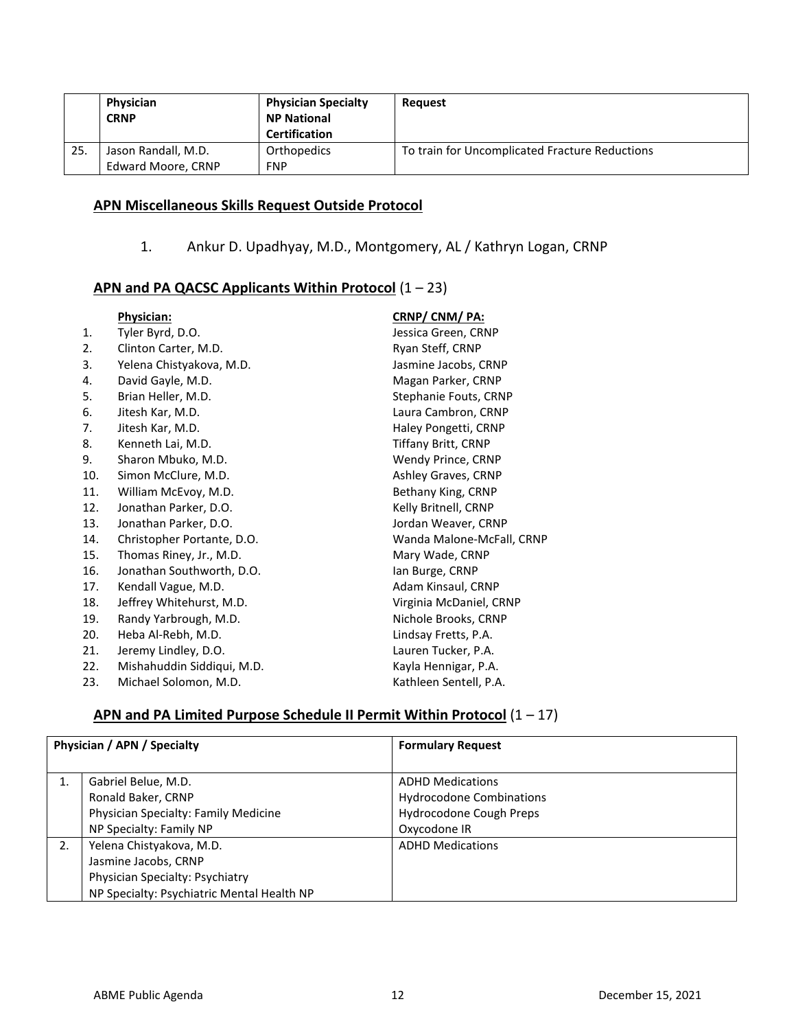| | Physician<br>CRNP | Physician Specialty<br>NP National Certification | Request |
|---|---|---|---|
| 25. | Jason Randall, M.D.<br>Edward Moore, CRNP | Orthopedics<br>FNP | To train for Uncomplicated Fracture Reductions |

## APN Miscellaneous Skills Request Outside Protocol

1. Ankur D. Upadhyay, M.D., Montgomery, AL / Kathryn Logan, CRNP

## APN and PA QACSC Applicants Within Protocol (1 – 23)

| | Physician: | CRNP/ CNM/ PA: |
|---|---|---|
| 1. | Tyler Byrd, D.O. | Jessica Green, CRNP |
| 2. | Clinton Carter, M.D. | Ryan Steff, CRNP |
| 3. | Yelena Chistyakova, M.D. | Jasmine Jacobs, CRNP |
| 4. | David Gayle, M.D. | Magan Parker, CRNP |
| 5. | Brian Heller, M.D. | Stephanie Fouts, CRNP |
| 6. | Jitesh Kar, M.D. | Laura Cambron, CRNP |
| 7. | Jitesh Kar, M.D. | Haley Pongetti, CRNP |
| 8. | Kenneth Lai, M.D. | Tiffany Britt, CRNP |
| 9. | Sharon Mbuko, M.D. | Wendy Prince, CRNP |
| 10. | Simon McClure, M.D. | Ashley Graves, CRNP |
| 11. | William McEvoy, M.D. | Bethany King, CRNP |
| 12. | Jonathan Parker, D.O. | Kelly Britnell, CRNP |
| 13. | Jonathan Parker, D.O. | Jordan Weaver, CRNP |
| 14. | Christopher Portante, D.O. | Wanda Malone-McFall, CRNP |
| 15. | Thomas Riney, Jr., M.D. | Mary Wade, CRNP |
| 16. | Jonathan Southworth, D.O. | Ian Burge, CRNP |
| 17. | Kendall Vague, M.D. | Adam Kinsaul, CRNP |
| 18. | Jeffrey Whitehurst, M.D. | Virginia McDaniel, CRNP |
| 19. | Randy Yarbrough, M.D. | Nichole Brooks, CRNP |
| 20. | Heba Al-Rebh, M.D. | Lindsay Fretts, P.A. |
| 21. | Jeremy Lindley, D.O. | Lauren Tucker, P.A. |
| 22. | Mishahuddin Siddiqui, M.D. | Kayla Hennigar, P.A. |
| 23. | Michael Solomon, M.D. | Kathleen Sentell, P.A. |

## APN and PA Limited Purpose Schedule II Permit Within Protocol (1 – 17)

| | Physician / APN / Specialty | Formulary Request |
|---|---|---|
| 1. | Gabriel Belue, M.D.<br>Ronald Baker, CRNP<br>Physician Specialty: Family Medicine<br>NP Specialty: Family NP | ADHD Medications<br>Hydrocodone Combinations<br>Hydrocodone Cough Preps<br>Oxycodone IR |
| 2. | Yelena Chistyakova, M.D.<br>Jasmine Jacobs, CRNP<br>Physician Specialty: Psychiatry<br>NP Specialty: Psychiatric Mental Health NP | ADHD Medications |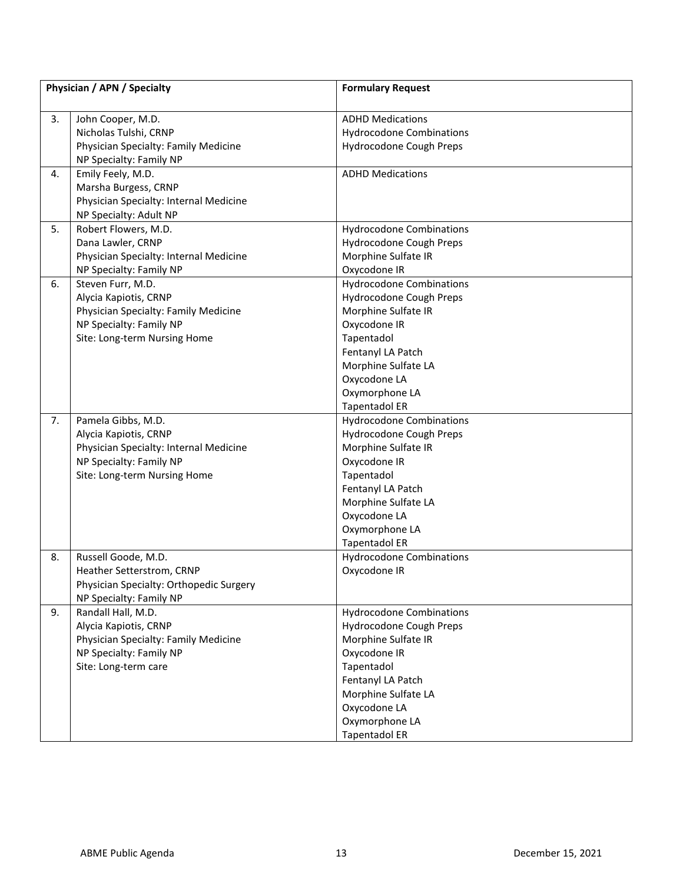| | Physician / APN / Specialty | Formulary Request |
|---|---|---|
| 3. | John Cooper, M.D.<br>Nicholas Tulshi, CRNP<br>Physician Specialty: Family Medicine<br>NP Specialty: Family NP | ADHD Medications<br>Hydrocodone Combinations<br>Hydrocodone Cough Preps |
| 4. | Emily Feely, M.D.<br>Marsha Burgess, CRNP<br>Physician Specialty: Internal Medicine<br>NP Specialty: Adult NP | ADHD Medications |
| 5. | Robert Flowers, M.D.<br>Dana Lawler, CRNP<br>Physician Specialty: Internal Medicine<br>NP Specialty: Family NP | Hydrocodone Combinations<br>Hydrocodone Cough Preps<br>Morphine Sulfate IR<br>Oxycodone IR |
| 6. | Steven Furr, M.D.<br>Alycia Kapiotis, CRNP<br>Physician Specialty: Family Medicine<br>NP Specialty: Family NP<br>Site: Long-term Nursing Home | Hydrocodone Combinations<br>Hydrocodone Cough Preps<br>Morphine Sulfate IR<br>Oxycodone IR<br>Tapentadol<br>Fentanyl LA Patch<br>Morphine Sulfate LA<br>Oxycodone LA<br>Oxymorphone LA<br>Tapentadol ER |
| 7. | Pamela Gibbs, M.D.<br>Alycia Kapiotis, CRNP<br>Physician Specialty: Internal Medicine<br>NP Specialty: Family NP<br>Site: Long-term Nursing Home | Hydrocodone Combinations<br>Hydrocodone Cough Preps<br>Morphine Sulfate IR<br>Oxycodone IR<br>Tapentadol<br>Fentanyl LA Patch<br>Morphine Sulfate LA<br>Oxycodone LA<br>Oxymorphone LA<br>Tapentadol ER |
| 8. | Russell Goode, M.D.<br>Heather Setterstrom, CRNP<br>Physician Specialty: Orthopedic Surgery<br>NP Specialty: Family NP | Hydrocodone Combinations<br>Oxycodone IR |
| 9. | Randall Hall, M.D.<br>Alycia Kapiotis, CRNP<br>Physician Specialty: Family Medicine<br>NP Specialty: Family NP<br>Site: Long-term care | Hydrocodone Combinations<br>Hydrocodone Cough Preps<br>Morphine Sulfate IR<br>Oxycodone IR<br>Tapentadol<br>Fentanyl LA Patch<br>Morphine Sulfate LA<br>Oxycodone LA<br>Oxymorphone LA<br>Tapentadol ER |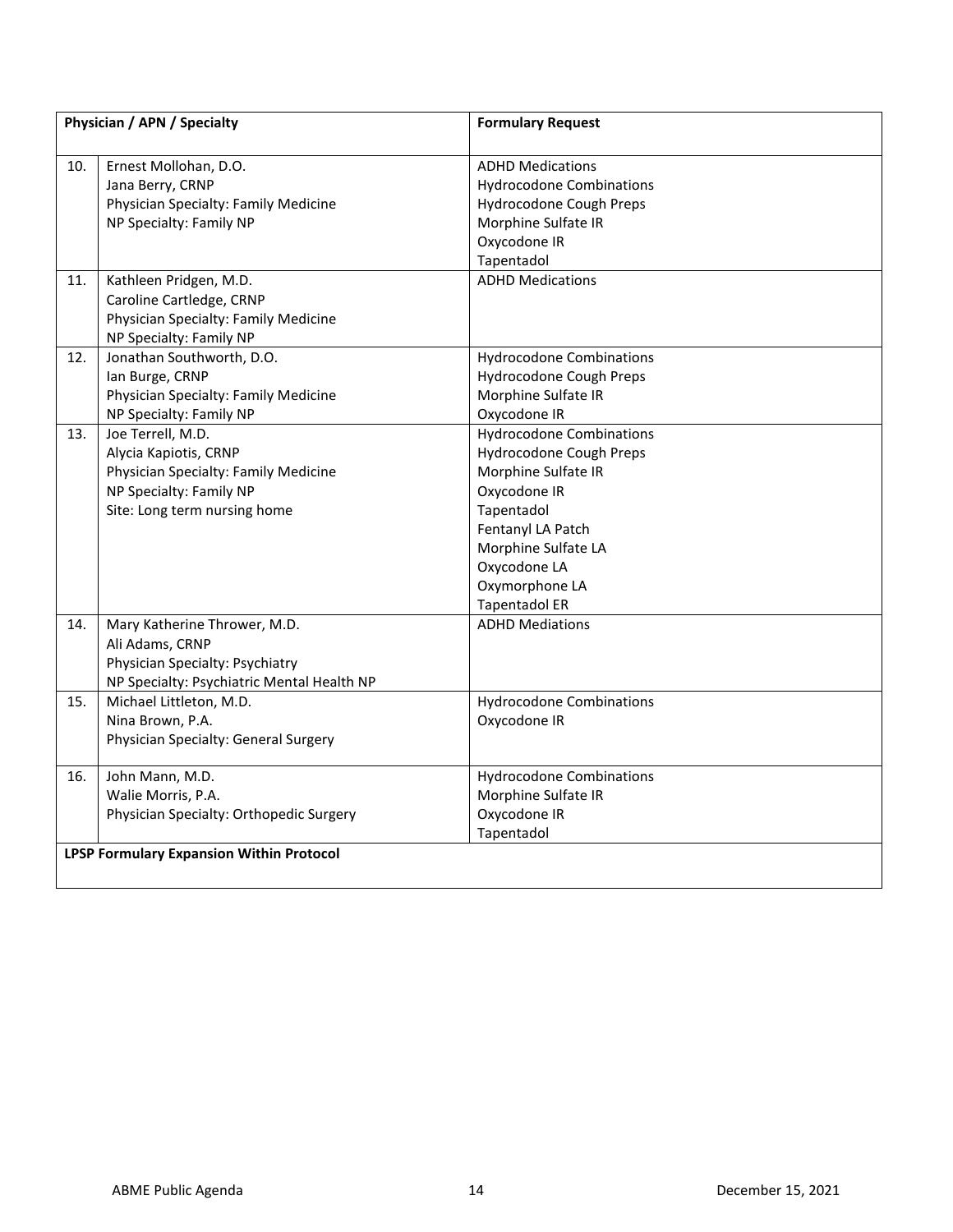| | Physician / APN / Specialty | Formulary Request |
|---|---|---|
| 10. | Ernest Mollohan, D.O.<br>Jana Berry, CRNP<br>Physician Specialty: Family Medicine<br>NP Specialty: Family NP | ADHD Medications<br>Hydrocodone Combinations<br>Hydrocodone Cough Preps<br>Morphine Sulfate IR<br>Oxycodone IR<br>Tapentadol |
| 11. | Kathleen Pridgen, M.D.<br>Caroline Cartledge, CRNP<br>Physician Specialty: Family Medicine<br>NP Specialty: Family NP | ADHD Medications |
| 12. | Jonathan Southworth, D.O.<br>Ian Burge, CRNP<br>Physician Specialty: Family Medicine<br>NP Specialty: Family NP | Hydrocodone Combinations<br>Hydrocodone Cough Preps<br>Morphine Sulfate IR<br>Oxycodone IR |
| 13. | Joe Terrell, M.D.<br>Alycia Kapiotis, CRNP<br>Physician Specialty: Family Medicine<br>NP Specialty: Family NP<br>Site: Long term nursing home | Hydrocodone Combinations<br>Hydrocodone Cough Preps<br>Morphine Sulfate IR<br>Oxycodone IR<br>Tapentadol<br>Fentanyl LA Patch<br>Morphine Sulfate LA<br>Oxycodone LA<br>Oxymorphone LA<br>Tapentadol ER |
| 14. | Mary Katherine Thrower, M.D.<br>Ali Adams, CRNP<br>Physician Specialty: Psychiatry<br>NP Specialty: Psychiatric Mental Health NP | ADHD Mediations |
| 15. | Michael Littleton, M.D.<br>Nina Brown, P.A.<br>Physician Specialty: General Surgery | Hydrocodone Combinations<br>Oxycodone IR |
| 16. | John Mann, M.D.<br>Walie Morris, P.A.<br>Physician Specialty: Orthopedic Surgery | Hydrocodone Combinations<br>Morphine Sulfate IR<br>Oxycodone IR<br>Tapentadol |
| **LPSP Formulary Expansion Within Protocol** | | |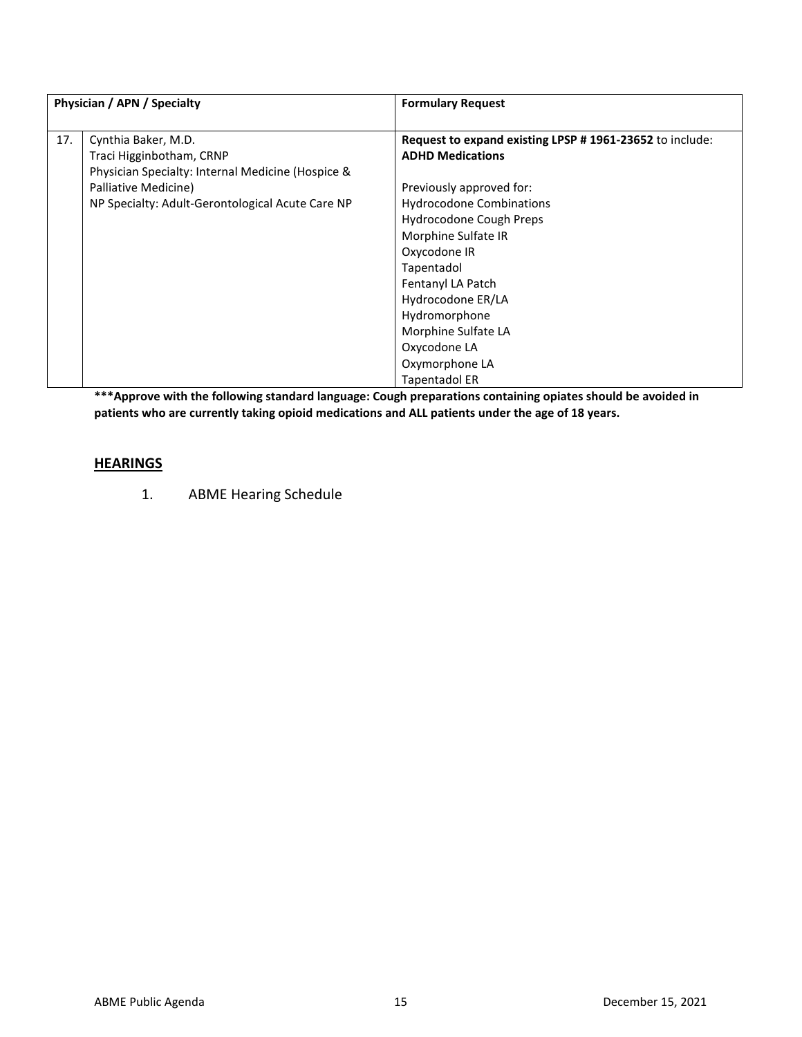| Physician / APN / Specialty | | Formulary Request |
|---|---|---|
| 17. | Cynthia Baker, M.D.<br>Traci Higginbotham, CRNP<br>Physician Specialty: Internal Medicine (Hospice & Palliative Medicine)<br>NP Specialty: Adult-Gerontological Acute Care NP | **Request to expand existing LPSP # 1961-23652** to include:<br>**ADHD Medications**<br><br>Previously approved for:<br>Hydrocodone Combinations<br>Hydrocodone Cough Preps<br>Morphine Sulfate IR<br>Oxycodone IR<br>Tapentadol<br>Fentanyl LA Patch<br>Hydrocodone ER/LA<br>Hydromorphone<br>Morphine Sulfate LA<br>Oxycodone LA<br>Oxymorphone LA<br>Tapentadol ER |

**\*\*\*Approve with the following standard language: Cough preparations containing opiates should be avoided in patients who are currently taking opioid medications and ALL patients under the age of 18 years.**

## HEARINGS

1. ABME Hearing Schedule